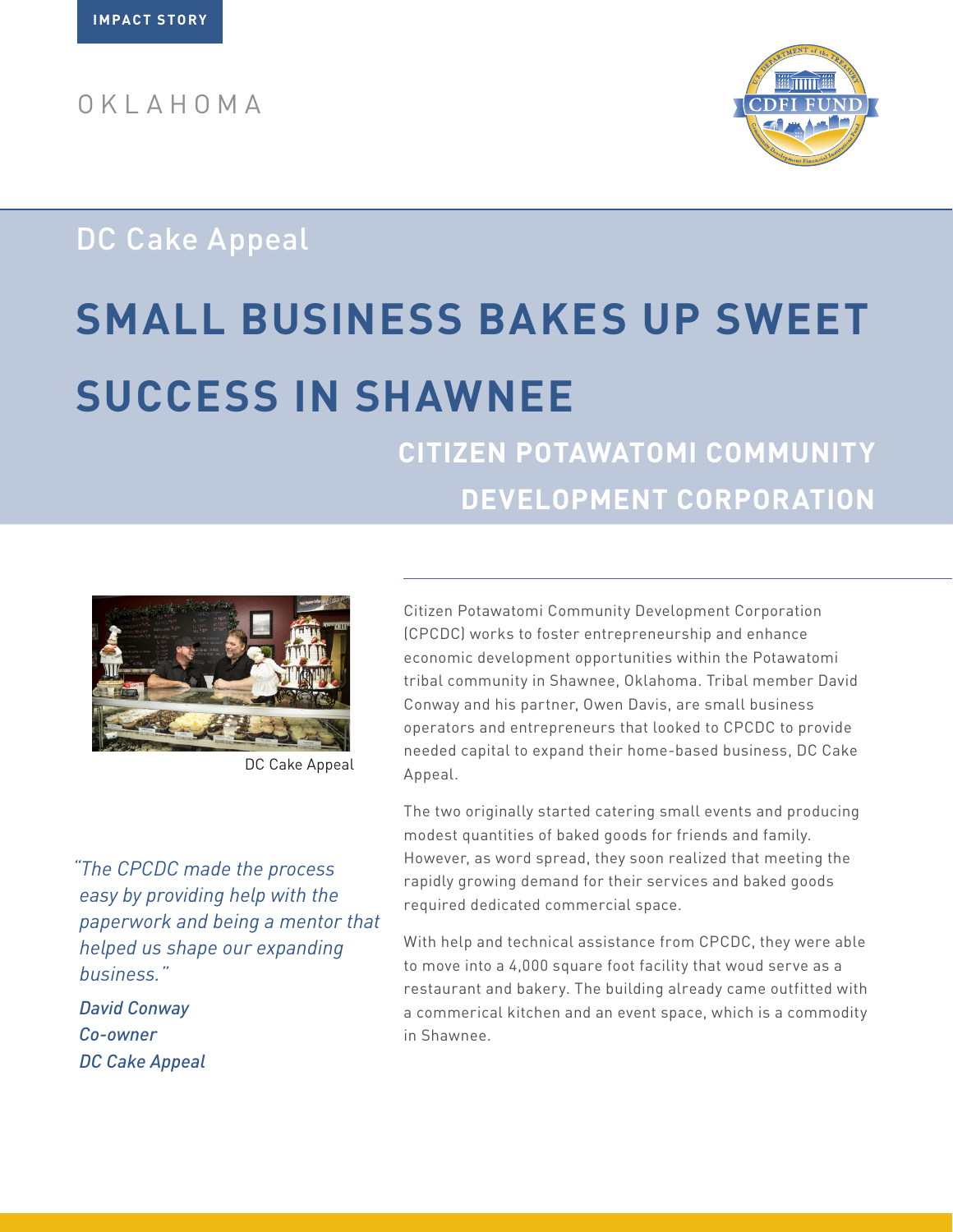IMPACT STORY

OKLAHOMA

## DC Cake Appeal

# SMALL BUSINESS BAKES UP SWEET SUCCESS IN SHAWNEE

### CITIZEN POTAWATOMI COMMUNITY DEVELOPMENT CORPORATION

DC Cake Appeal

*"The CPCDC made the process easy by providing help with the paperwork and being a mentor that helped us shape our expanding business."*

*David Conway*
*Co-owner*
*DC Cake Appeal*

Citizen Potawatomi Community Development Corporation (CPCDC) works to foster entrepreneurship and enhance economic development opportunities within the Potawatomi tribal community in Shawnee, Oklahoma. Tribal member David Conway and his partner, Owen Davis, are small business operators and entrepreneurs that looked to CPCDC to provide needed capital to expand their home-based business, DC Cake Appeal.

The two originally started catering small events and producing modest quantities of baked goods for friends and family. However, as word spread, they soon realized that meeting the rapidly growing demand for their services and baked goods required dedicated commercial space.

With help and technical assistance from CPCDC, they were able to move into a 4,000 square foot facility that woud serve as a restaurant and bakery. The building already came outfitted with a commerical kitchen and an event space, which is a commodity in Shawnee.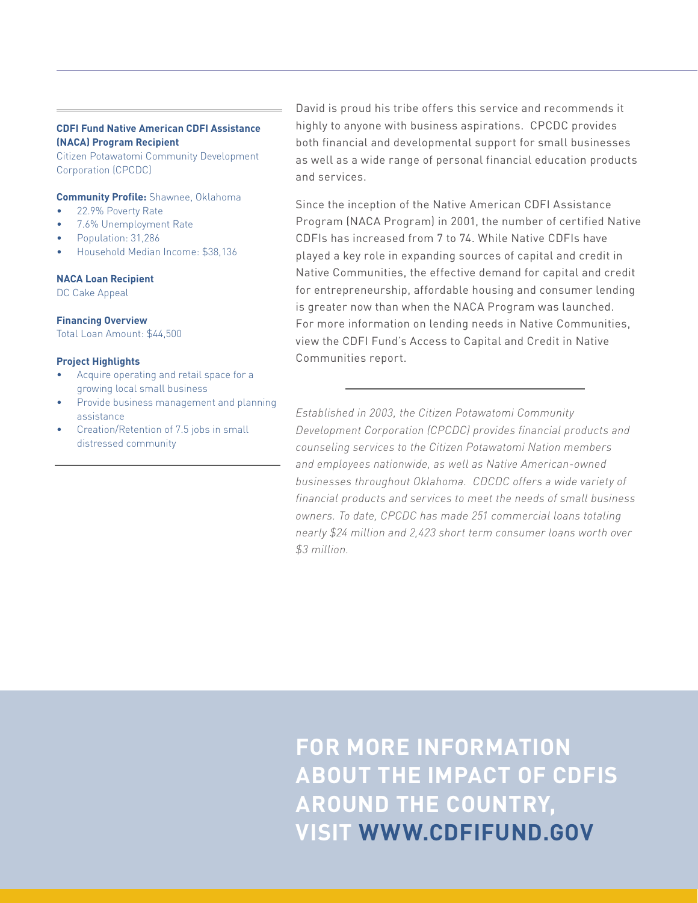**CDFI Fund Native American CDFI Assistance (NACA) Program Recipient**
Citizen Potawatomi Community Development Corporation (CPCDC)

**Community Profile:** Shawnee, Oklahoma

- 22.9% Poverty Rate
- 7.6% Unemployment Rate
- Population: 31,286
- Household Median Income: $38,136

**NACA Loan Recipient**
DC Cake Appeal

**Financing Overview**
Total Loan Amount: $44,500

**Project Highlights**

- Acquire operating and retail space for a growing local small business
- Provide business management and planning assistance
- Creation/Retention of 7.5 jobs in small distressed community

David is proud his tribe offers this service and recommends it highly to anyone with business aspirations. CPCDC provides both financial and developmental support for small businesses as well as a wide range of personal financial education products and services.

Since the inception of the Native American CDFI Assistance Program (NACA Program) in 2001, the number of certified Native CDFIs has increased from 7 to 74. While Native CDFIs have played a key role in expanding sources of capital and credit in Native Communities, the effective demand for capital and credit for entrepreneurship, affordable housing and consumer lending is greater now than when the NACA Program was launched. For more information on lending needs in Native Communities, view the CDFI Fund's Access to Capital and Credit in Native Communities report.

*Established in 2003, the Citizen Potawatomi Community Development Corporation (CPCDC) provides financial products and counseling services to the Citizen Potawatomi Nation members and employees nationwide, as well as Native American-owned businesses throughout Oklahoma. CDCDC offers a wide variety of financial products and services to meet the needs of small business owners. To date, CPCDC has made 251 commercial loans totaling nearly $24 million and 2,423 short term consumer loans worth over $3 million.*

**FOR MORE INFORMATION ABOUT THE IMPACT OF CDFIS AROUND THE COUNTRY, VISIT WWW.CDFIFUND.GOV**